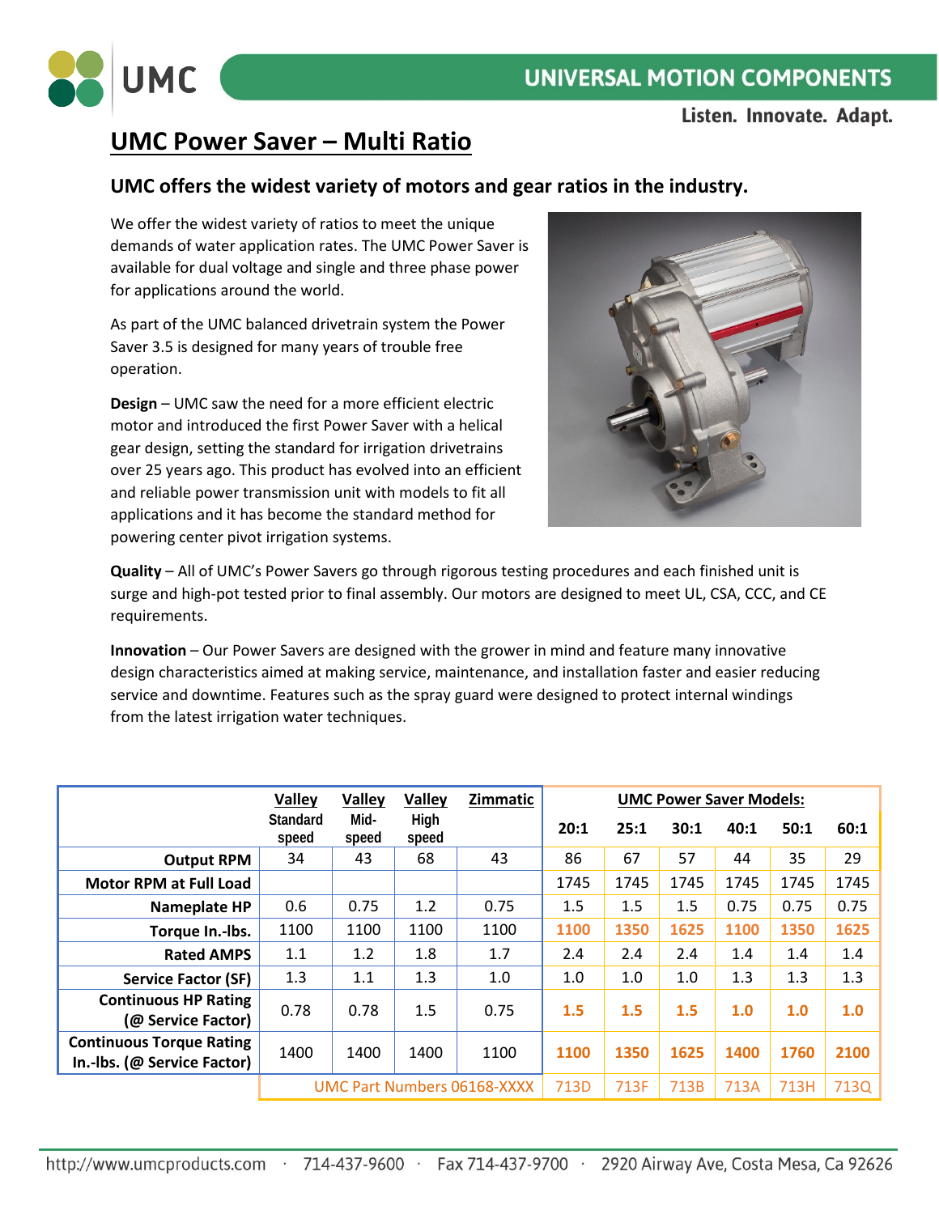# UMC Power Saver – Multi Ratio

## UMC offers the widest variety of motors and gear ratios in the industry.

We offer the widest variety of ratios to meet the unique demands of water application rates. The UMC Power Saver is available for dual voltage and single and three phase power for applications around the world.

As part of the UMC balanced drivetrain system the Power Saver 3.5 is designed for many years of trouble free operation.

**Design** – UMC saw the need for a more efficient electric motor and introduced the first Power Saver with a helical gear design, setting the standard for irrigation drivetrains over 25 years ago. This product has evolved into an efficient and reliable power transmission unit with models to fit all applications and it has become the standard method for powering center pivot irrigation systems.

**Quality** – All of UMC's Power Savers go through rigorous testing procedures and each finished unit is surge and high-pot tested prior to final assembly. Our motors are designed to meet UL, CSA, CCC, and CE requirements.

**Innovation** – Our Power Savers are designed with the grower in mind and feature many innovative design characteristics aimed at making service, maintenance, and installation faster and easier reducing service and downtime. Features such as the spray guard were designed to protect internal windings from the latest irrigation water techniques.

| | Valley Standard speed | Valley Mid-speed | Valley High speed | Zimmatic | UMC Power Saver Models: 20:1 | 25:1 | 30:1 | 40:1 | 50:1 | 60:1 |
|---|---|---|---|---|---|---|---|---|---|---|
| **Output RPM** | 34 | 43 | 68 | 43 | 86 | 67 | 57 | 44 | 35 | 29 |
| **Motor RPM at Full Load** | | | | | 1745 | 1745 | 1745 | 1745 | 1745 | 1745 |
| **Nameplate HP** | 0.6 | 0.75 | 1.2 | 0.75 | 1.5 | 1.5 | 1.5 | 0.75 | 0.75 | 0.75 |
| **Torque In.-lbs.** | 1100 | 1100 | 1100 | 1100 | **1100** | **1350** | **1625** | **1100** | **1350** | **1625** |
| **Rated AMPS** | 1.1 | 1.2 | 1.8 | 1.7 | 2.4 | 2.4 | 2.4 | 1.4 | 1.4 | 1.4 |
| **Service Factor (SF)** | 1.3 | 1.1 | 1.3 | 1.0 | 1.0 | 1.0 | 1.0 | 1.3 | 1.3 | 1.3 |
| **Continuous HP Rating (@ Service Factor)** | 0.78 | 0.78 | 1.5 | 0.75 | **1.5** | **1.5** | **1.5** | **1.0** | **1.0** | **1.0** |
| **Continuous Torque Rating In.-lbs. (@ Service Factor)** | 1400 | 1400 | 1400 | 1100 | **1100** | **1350** | **1625** | **1400** | **1760** | **2100** |
| | UMC Part Numbers 06168-XXXX | | | | 713D | 713F | 713B | 713A | 713H | 713Q |

http://www.umcproducts.com · 714-437-9600 · Fax 714-437-9700 · 2920 Airway Ave, Costa Mesa, Ca 92626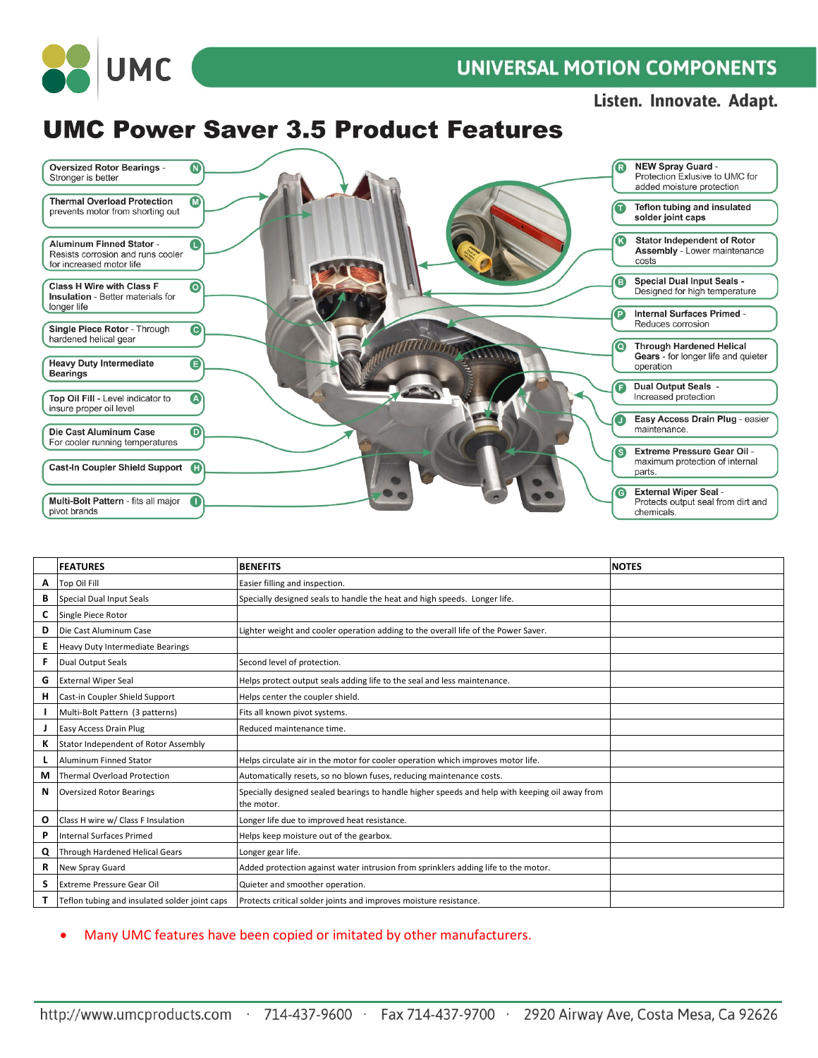UMC

UNIVERSAL MOTION COMPONENTS

Listen. Innovate. Adapt.

# UMC Power Saver 3.5 Product Features

**Oversized Rotor Bearings** - Stronger is better (N)

**Thermal Overload Protection** prevents motor from shorting out (M)

**Aluminum Finned Stator** - Resists corrosion and runs cooler for increased motor life (L)

**Class H Wire with Class F Insulation** - Better materials for longer life (O)

**Single Piece Rotor** - Through hardened helical gear (C)

**Heavy Duty Intermediate Bearings** (E)

**Top Oil Fill** - Level indicator to insure proper oil level (A)

**Die Cast Aluminum Case** For cooler running temperatures (D)

**Cast-In Coupler Shield Support** (H)

**Multi-Bolt Pattern** - fits all major pivot brands (I)

(R) **NEW Spray Guard** - Protection Exlusive to UMC for added moisture protection

(T) **Teflon tubing and insulated solder joint caps**

(K) **Stator Independent of Rotor Assembly** - Lower maintenance costs

(B) **Special Dual Input Seals** - Designed for high temperature

(P) **Internal Surfaces Primed** - Reduces corrosion

(Q) **Through Hardened Helical Gears** - for longer life and quieter operation

(F) **Dual Output Seals** - Increased protection

(J) **Easy Access Drain Plug** - easier maintenance.

(S) **Extreme Pressure Gear Oil** - maximum protection of internal parts.

(G) **External Wiper Seal** - Protects output seal from dirt and chemicals.

| | FEATURES | BENEFITS | NOTES |
|---|---|---|---|
| A | Top Oil Fill | Easier filling and inspection. | |
| B | Special Dual Input Seals | Specially designed seals to handle the heat and high speeds. Longer life. | |
| C | Single Piece Rotor | | |
| D | Die Cast Aluminum Case | Lighter weight and cooler operation adding to the overall life of the Power Saver. | |
| E | Heavy Duty Intermediate Bearings | | |
| F | Dual Output Seals | Second level of protection. | |
| G | External Wiper Seal | Helps protect output seals adding life to the seal and less maintenance. | |
| H | Cast-in Coupler Shield Support | Helps center the coupler shield. | |
| I | Multi-Bolt Pattern (3 patterns) | Fits all known pivot systems. | |
| J | Easy Access Drain Plug | Reduced maintenance time. | |
| K | Stator Independent of Rotor Assembly | | |
| L | Aluminum Finned Stator | Helps circulate air in the motor for cooler operation which improves motor life. | |
| M | Thermal Overload Protection | Automatically resets, so no blown fuses, reducing maintenance costs. | |
| N | Oversized Rotor Bearings | Specially designed sealed bearings to handle higher speeds and help with keeping oil away from the motor. | |
| O | Class H wire w/ Class F Insulation | Longer life due to improved heat resistance. | |
| P | Internal Surfaces Primed | Helps keep moisture out of the gearbox. | |
| Q | Through Hardened Helical Gears | Longer gear life. | |
| R | New Spray Guard | Added protection against water intrusion from sprinklers adding life to the motor. | |
| S | Extreme Pressure Gear Oil | Quieter and smoother operation. | |
| T | Teflon tubing and insulated solder joint caps | Protects critical solder joints and improves moisture resistance. | |

- Many UMC features have been copied or imitated by other manufacturers.

http://www.umcproducts.com · 714-437-9600 · Fax 714-437-9700 · 2920 Airway Ave, Costa Mesa, Ca 92626